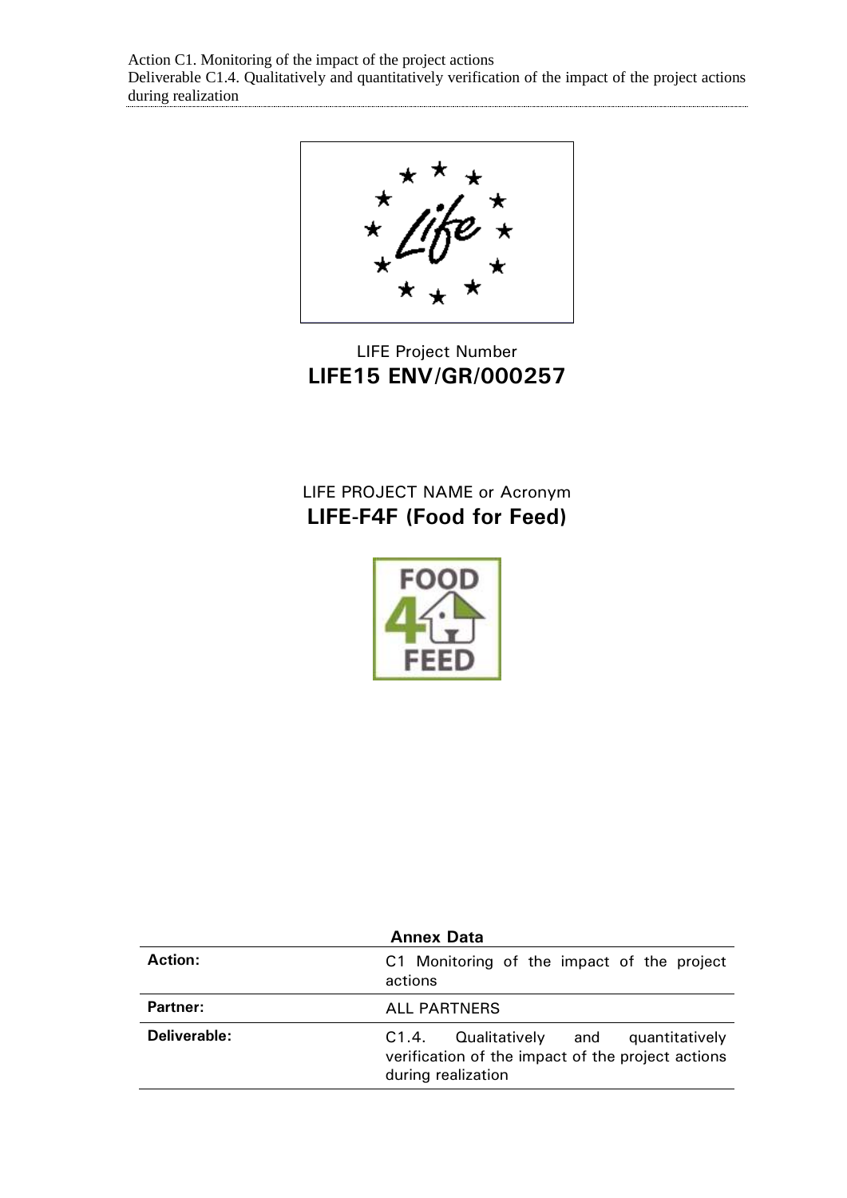LIFE Project Number

**LIFE15 ENV/GR/000257**

LIFE PROJECT NAME or Acronym

**LIFE-F4F (Food for Feed)**

**Annex Data**

| | |
|---|---|
| **Action:** | C1 Monitoring of the impact of the project actions |
| **Partner:** | ALL PARTNERS |
| **Deliverable:** | C1.4. Qualitatively and quantitatively verification of the impact of the project actions during realization |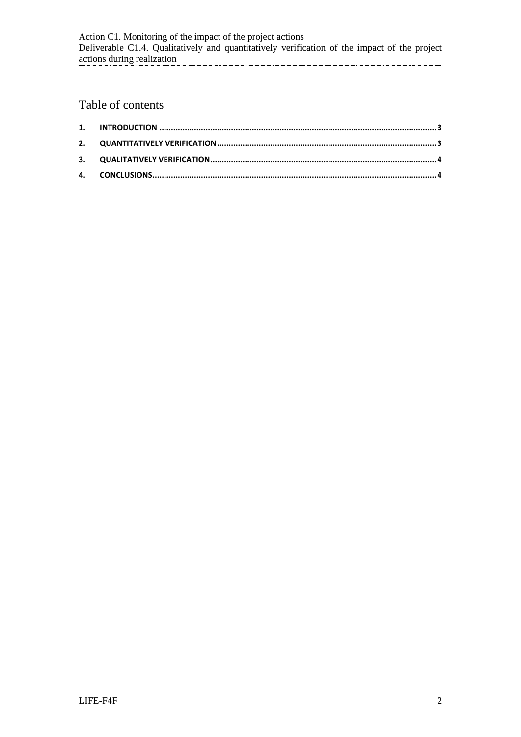# Table of contents

1. **INTRODUCTION** ........................................................................................................ 3
2. **QUANTITATIVELY VERIFICATION** ................................................................................ 3
3. **QUALITATIVELY VERIFICATION** .................................................................................. 4
4. **CONCLUSIONS** ........................................................................................................... 4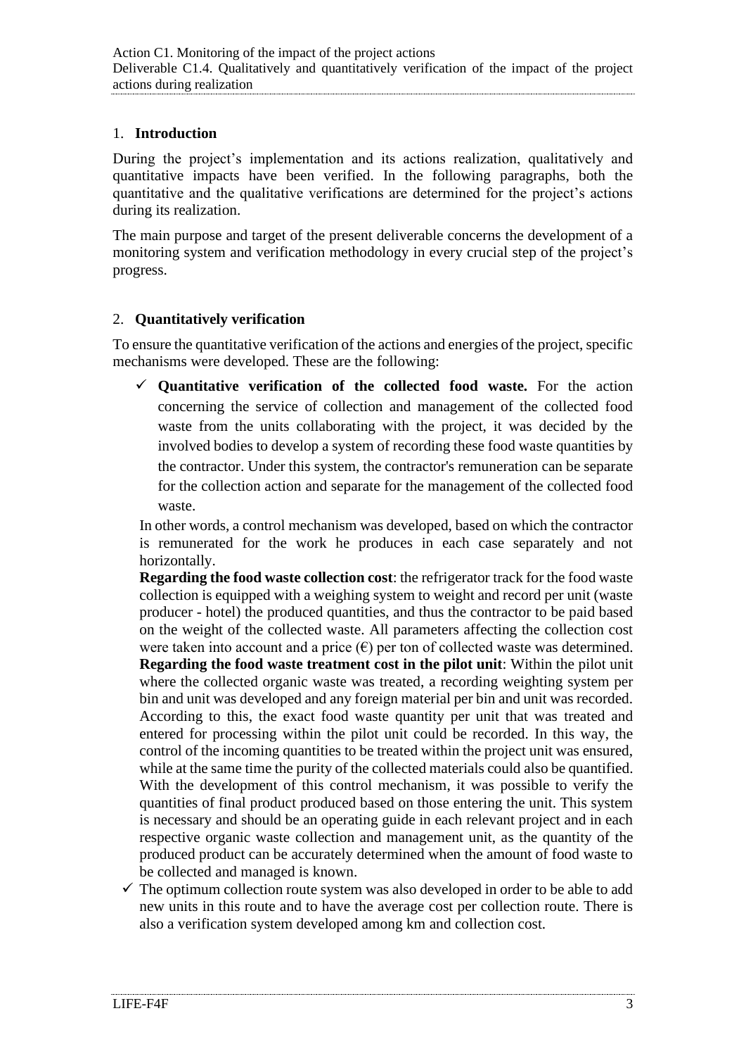## 1. Introduction

During the project's implementation and its actions realization, qualitatively and quantitative impacts have been verified. In the following paragraphs, both the quantitative and the qualitative verifications are determined for the project's actions during its realization.

The main purpose and target of the present deliverable concerns the development of a monitoring system and verification methodology in every crucial step of the project's progress.

## 2. Quantitatively verification

To ensure the quantitative verification of the actions and energies of the project, specific mechanisms were developed. These are the following:

- ✓ **Quantitative verification of the collected food waste.** For the action concerning the service of collection and management of the collected food waste from the units collaborating with the project, it was decided by the involved bodies to develop a system of recording these food waste quantities by the contractor. Under this system, the contractor's remuneration can be separate for the collection action and separate for the management of the collected food waste.

  In other words, a control mechanism was developed, based on which the contractor is remunerated for the work he produces in each case separately and not horizontally.

  **Regarding the food waste collection cost**: the refrigerator track for the food waste collection is equipped with a weighing system to weight and record per unit (waste producer - hotel) the produced quantities, and thus the contractor to be paid based on the weight of the collected waste. All parameters affecting the collection cost were taken into account and a price (€) per ton of collected waste was determined.

  **Regarding the food waste treatment cost in the pilot unit**: Within the pilot unit where the collected organic waste was treated, a recording weighting system per bin and unit was developed and any foreign material per bin and unit was recorded. According to this, the exact food waste quantity per unit that was treated and entered for processing within the pilot unit could be recorded. In this way, the control of the incoming quantities to be treated within the project unit was ensured, while at the same time the purity of the collected materials could also be quantified. With the development of this control mechanism, it was possible to verify the quantities of final product produced based on those entering the unit. This system is necessary and should be an operating guide in each relevant project and in each respective organic waste collection and management unit, as the quantity of the produced product can be accurately determined when the amount of food waste to be collected and managed is known.

- ✓ The optimum collection route system was also developed in order to be able to add new units in this route and to have the average cost per collection route. There is also a verification system developed among km and collection cost.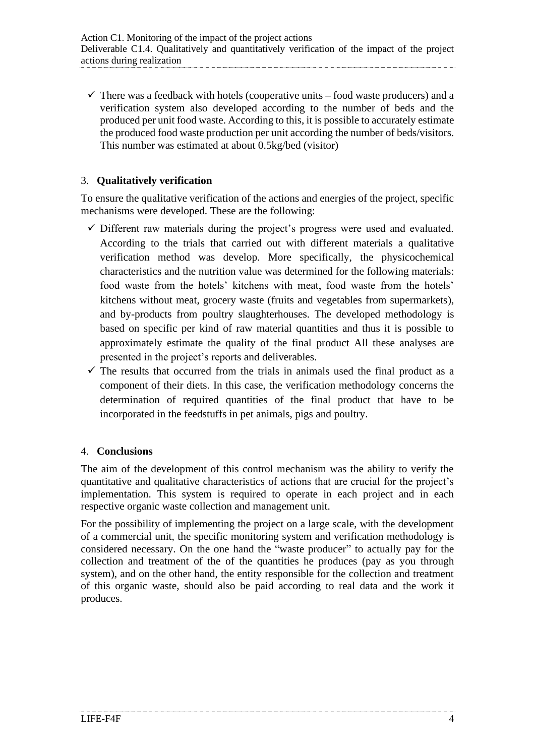- ✓ There was a feedback with hotels (cooperative units – food waste producers) and a verification system also developed according to the number of beds and the produced per unit food waste. According to this, it is possible to accurately estimate the produced food waste production per unit according the number of beds/visitors. This number was estimated at about 0.5kg/bed (visitor)

## 3. **Qualitatively verification**

To ensure the qualitative verification of the actions and energies of the project, specific mechanisms were developed. These are the following:

- ✓ Different raw materials during the project's progress were used and evaluated. According to the trials that carried out with different materials a qualitative verification method was develop. More specifically, the physicochemical characteristics and the nutrition value was determined for the following materials: food waste from the hotels' kitchens with meat, food waste from the hotels' kitchens without meat, grocery waste (fruits and vegetables from supermarkets), and by-products from poultry slaughterhouses. The developed methodology is based on specific per kind of raw material quantities and thus it is possible to approximately estimate the quality of the final product All these analyses are presented in the project's reports and deliverables.
- ✓ The results that occurred from the trials in animals used the final product as a component of their diets. In this case, the verification methodology concerns the determination of required quantities of the final product that have to be incorporated in the feedstuffs in pet animals, pigs and poultry.

## 4. **Conclusions**

The aim of the development of this control mechanism was the ability to verify the quantitative and qualitative characteristics of actions that are crucial for the project's implementation. This system is required to operate in each project and in each respective organic waste collection and management unit.

For the possibility of implementing the project on a large scale, with the development of a commercial unit, the specific monitoring system and verification methodology is considered necessary. On the one hand the "waste producer" to actually pay for the collection and treatment of the of the quantities he produces (pay as you through system), and on the other hand, the entity responsible for the collection and treatment of this organic waste, should also be paid according to real data and the work it produces.